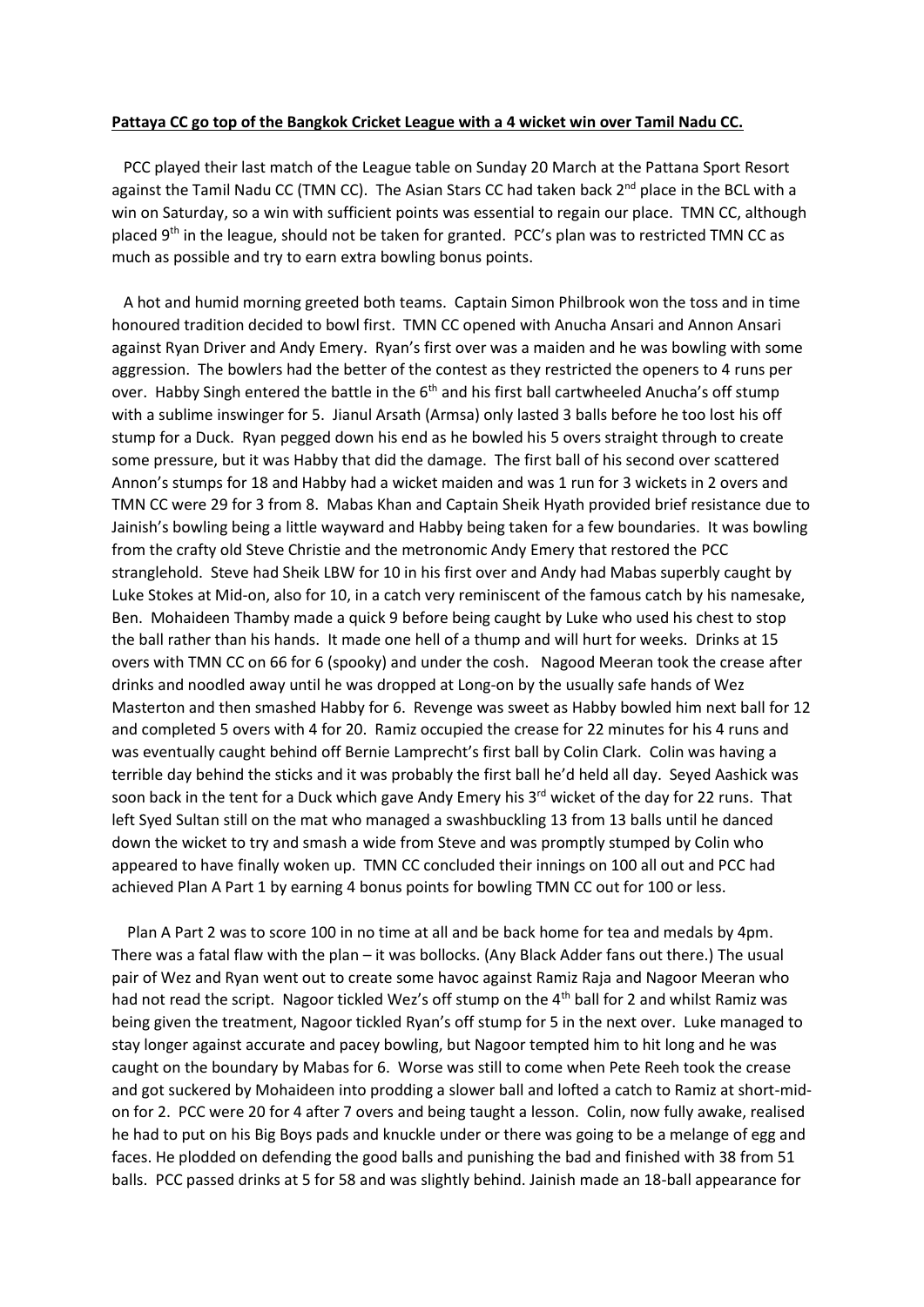**Pattaya CC go top of the Bangkok Cricket League with a 4 wicket win over Tamil Nadu CC.**

PCC played their last match of the League table on Sunday 20 March at the Pattana Sport Resort against the Tamil Nadu CC (TMN CC). The Asian Stars CC had taken back 2nd place in the BCL with a win on Saturday, so a win with sufficient points was essential to regain our place. TMN CC, although placed 9th in the league, should not be taken for granted. PCC's plan was to restricted TMN CC as much as possible and try to earn extra bowling bonus points.

A hot and humid morning greeted both teams. Captain Simon Philbrook won the toss and in time honoured tradition decided to bowl first. TMN CC opened with Anucha Ansari and Annon Ansari against Ryan Driver and Andy Emery. Ryan's first over was a maiden and he was bowling with some aggression. The bowlers had the better of the contest as they restricted the openers to 4 runs per over. Habby Singh entered the battle in the 6th and his first ball cartwheeled Anucha's off stump with a sublime inswinger for 5. Jianul Arsath (Armsa) only lasted 3 balls before he too lost his off stump for a Duck. Ryan pegged down his end as he bowled his 5 overs straight through to create some pressure, but it was Habby that did the damage. The first ball of his second over scattered Annon's stumps for 18 and Habby had a wicket maiden and was 1 run for 3 wickets in 2 overs and TMN CC were 29 for 3 from 8. Mabas Khan and Captain Sheik Hyath provided brief resistance due to Jainish's bowling being a little wayward and Habby being taken for a few boundaries. It was bowling from the crafty old Steve Christie and the metronomic Andy Emery that restored the PCC stranglehold. Steve had Sheik LBW for 10 in his first over and Andy had Mabas superbly caught by Luke Stokes at Mid-on, also for 10, in a catch very reminiscent of the famous catch by his namesake, Ben. Mohaideen Thamby made a quick 9 before being caught by Luke who used his chest to stop the ball rather than his hands. It made one hell of a thump and will hurt for weeks. Drinks at 15 overs with TMN CC on 66 for 6 (spooky) and under the cosh. Nagood Meeran took the crease after drinks and noodled away until he was dropped at Long-on by the usually safe hands of Wez Masterton and then smashed Habby for 6. Revenge was sweet as Habby bowled him next ball for 12 and completed 5 overs with 4 for 20. Ramiz occupied the crease for 22 minutes for his 4 runs and was eventually caught behind off Bernie Lamprecht's first ball by Colin Clark. Colin was having a terrible day behind the sticks and it was probably the first ball he'd held all day. Seyed Aashick was soon back in the tent for a Duck which gave Andy Emery his 3rd wicket of the day for 22 runs. That left Syed Sultan still on the mat who managed a swashbuckling 13 from 13 balls until he danced down the wicket to try and smash a wide from Steve and was promptly stumped by Colin who appeared to have finally woken up. TMN CC concluded their innings on 100 all out and PCC had achieved Plan A Part 1 by earning 4 bonus points for bowling TMN CC out for 100 or less.

Plan A Part 2 was to score 100 in no time at all and be back home for tea and medals by 4pm. There was a fatal flaw with the plan – it was bollocks. (Any Black Adder fans out there.) The usual pair of Wez and Ryan went out to create some havoc against Ramiz Raja and Nagoor Meeran who had not read the script. Nagoor tickled Wez's off stump on the 4th ball for 2 and whilst Ramiz was being given the treatment, Nagoor tickled Ryan's off stump for 5 in the next over. Luke managed to stay longer against accurate and pacey bowling, but Nagoor tempted him to hit long and he was caught on the boundary by Mabas for 6. Worse was still to come when Pete Reeh took the crease and got suckered by Mohaideen into prodding a slower ball and lofted a catch to Ramiz at short-mid-on for 2. PCC were 20 for 4 after 7 overs and being taught a lesson. Colin, now fully awake, realised he had to put on his Big Boys pads and knuckle under or there was going to be a melange of egg and faces. He plodded on defending the good balls and punishing the bad and finished with 38 from 51 balls. PCC passed drinks at 5 for 58 and was slightly behind. Jainish made an 18-ball appearance for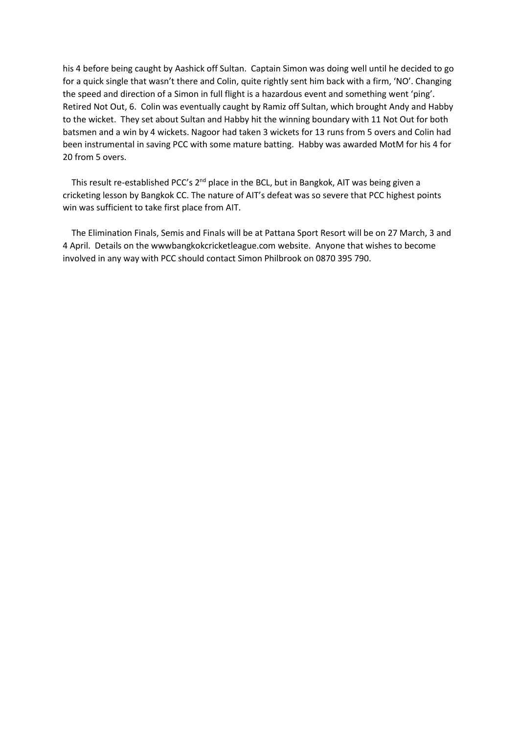his 4 before being caught by Aashick off Sultan. Captain Simon was doing well until he decided to go for a quick single that wasn't there and Colin, quite rightly sent him back with a firm, 'NO'. Changing the speed and direction of a Simon in full flight is a hazardous event and something went 'ping'. Retired Not Out, 6. Colin was eventually caught by Ramiz off Sultan, which brought Andy and Habby to the wicket. They set about Sultan and Habby hit the winning boundary with 11 Not Out for both batsmen and a win by 4 wickets. Nagoor had taken 3 wickets for 13 runs from 5 overs and Colin had been instrumental in saving PCC with some mature batting. Habby was awarded MotM for his 4 for 20 from 5 overs.

This result re-established PCC's 2nd place in the BCL, but in Bangkok, AIT was being given a cricketing lesson by Bangkok CC. The nature of AIT's defeat was so severe that PCC highest points win was sufficient to take first place from AIT.

The Elimination Finals, Semis and Finals will be at Pattana Sport Resort will be on 27 March, 3 and 4 April. Details on the wwwbangkokcricketleague.com website. Anyone that wishes to become involved in any way with PCC should contact Simon Philbrook on 0870 395 790.